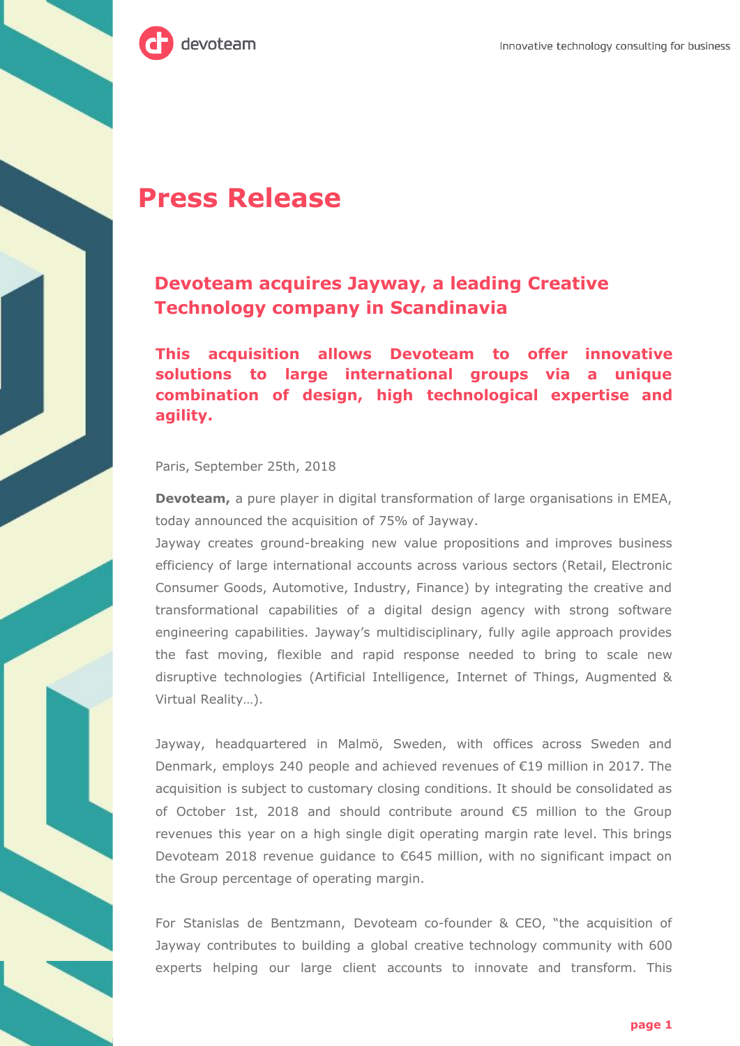# Press Release

## Devoteam acquires Jayway, a leading Creative Technology company in Scandinavia

### This acquisition allows Devoteam to offer innovative solutions to large international groups via a unique combination of design, high technological expertise and agility.

Paris, September 25th, 2018

**Devoteam,** a pure player in digital transformation of large organisations in EMEA, today announced the acquisition of 75% of Jayway.

Jayway creates ground-breaking new value propositions and improves business efficiency of large international accounts across various sectors (Retail, Electronic Consumer Goods, Automotive, Industry, Finance) by integrating the creative and transformational capabilities of a digital design agency with strong software engineering capabilities. Jayway's multidisciplinary, fully agile approach provides the fast moving, flexible and rapid response needed to bring to scale new disruptive technologies (Artificial Intelligence, Internet of Things, Augmented & Virtual Reality…).

Jayway, headquartered in Malmö, Sweden, with offices across Sweden and Denmark, employs 240 people and achieved revenues of €19 million in 2017. The acquisition is subject to customary closing conditions. It should be consolidated as of October 1st, 2018 and should contribute around €5 million to the Group revenues this year on a high single digit operating margin rate level. This brings Devoteam 2018 revenue guidance to €645 million, with no significant impact on the Group percentage of operating margin.

For Stanislas de Bentzmann, Devoteam co-founder & CEO, "the acquisition of Jayway contributes to building a global creative technology community with 600 experts helping our large client accounts to innovate and transform. This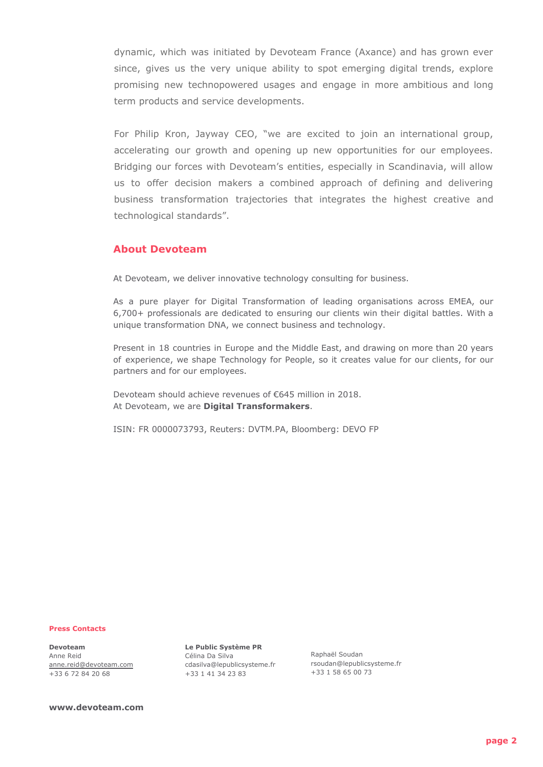dynamic, which was initiated by Devoteam France (Axance) and has grown ever since, gives us the very unique ability to spot emerging digital trends, explore promising new technopowered usages and engage in more ambitious and long term products and service developments.

For Philip Kron, Jayway CEO, "we are excited to join an international group, accelerating our growth and opening up new opportunities for our employees. Bridging our forces with Devoteam's entities, especially in Scandinavia, will allow us to offer decision makers a combined approach of defining and delivering business transformation trajectories that integrates the highest creative and technological standards".

## About Devoteam

At Devoteam, we deliver innovative technology consulting for business.

As a pure player for Digital Transformation of leading organisations across EMEA, our 6,700+ professionals are dedicated to ensuring our clients win their digital battles. With a unique transformation DNA, we connect business and technology.

Present in 18 countries in Europe and the Middle East, and drawing on more than 20 years of experience, we shape Technology for People, so it creates value for our clients, for our partners and for our employees.

Devoteam should achieve revenues of €645 million in 2018.
At Devoteam, we are **Digital Transformakers**.

ISIN: FR 0000073793, Reuters: DVTM.PA, Bloomberg: DEVO FP

**Press Contacts**

**Devoteam**
Anne Reid
anne.reid@devoteam.com
+33 6 72 84 20 68

**Le Public Système PR**
Célina Da Silva
cdasilva@lepublicsysteme.fr
+33 1 41 34 23 83

Raphaël Soudan
rsoudan@lepublicsysteme.fr
+33 1 58 65 00 73

**www.devoteam.com**